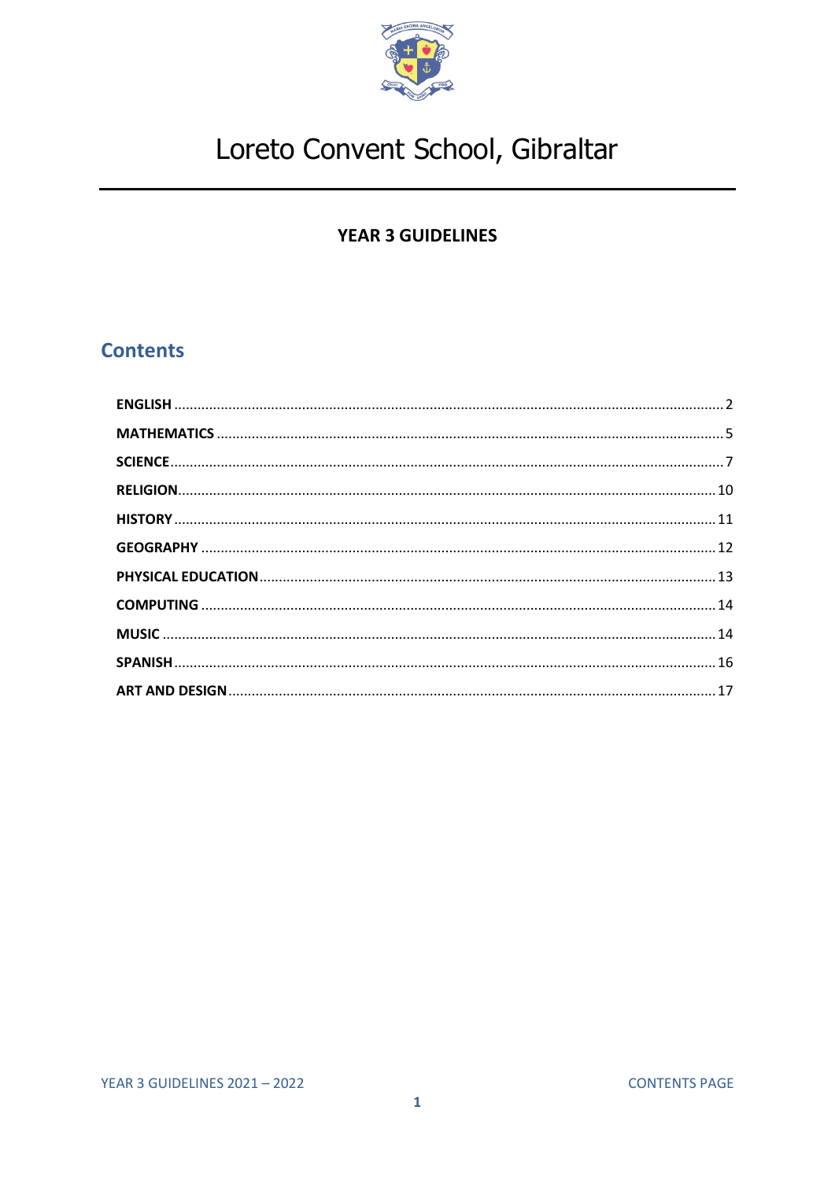# Loreto Convent School, Gibraltar

## YEAR 3 GUIDELINES

## Contents

**ENGLISH** ........ 2
**MATHEMATICS** ........ 5
**SCIENCE** ........ 7
**RELIGION** ........ 10
**HISTORY** ........ 11
**GEOGRAPHY** ........ 12
**PHYSICAL EDUCATION** ........ 13
**COMPUTING** ........ 14
**MUSIC** ........ 14
**SPANISH** ........ 16
**ART AND DESIGN** ........ 17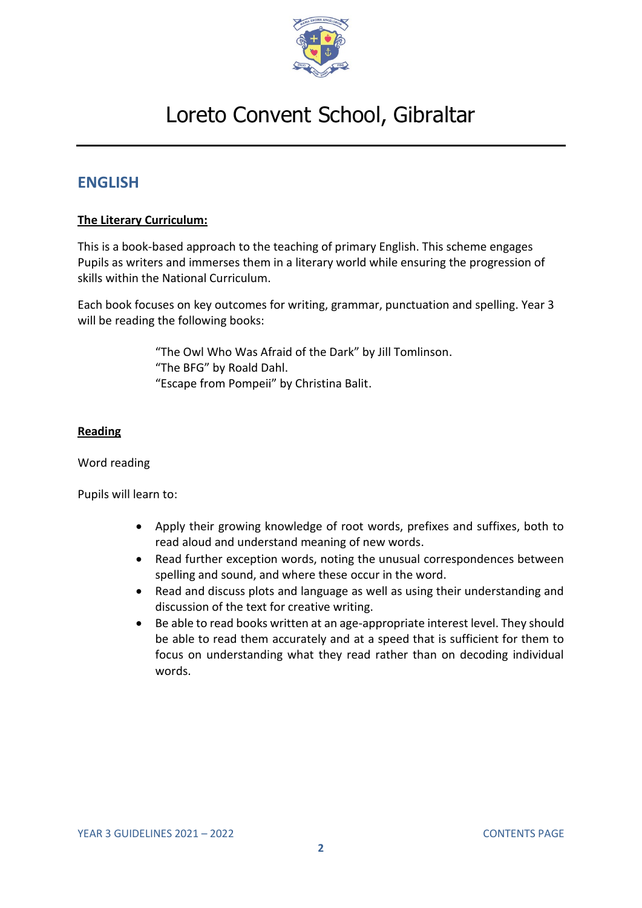# Loreto Convent School, Gibraltar

## ENGLISH

**The Literary Curriculum:**

This is a book-based approach to the teaching of primary English. This scheme engages Pupils as writers and immerses them in a literary world while ensuring the progression of skills within the National Curriculum.

Each book focuses on key outcomes for writing, grammar, punctuation and spelling. Year 3 will be reading the following books:

"The Owl Who Was Afraid of the Dark" by Jill Tomlinson.
"The BFG" by Roald Dahl.
"Escape from Pompeii" by Christina Balit.

**Reading**

Word reading

Pupils will learn to:

- Apply their growing knowledge of root words, prefixes and suffixes, both to read aloud and understand meaning of new words.
- Read further exception words, noting the unusual correspondences between spelling and sound, and where these occur in the word.
- Read and discuss plots and language as well as using their understanding and discussion of the text for creative writing.
- Be able to read books written at an age-appropriate interest level. They should be able to read them accurately and at a speed that is sufficient for them to focus on understanding what they read rather than on decoding individual words.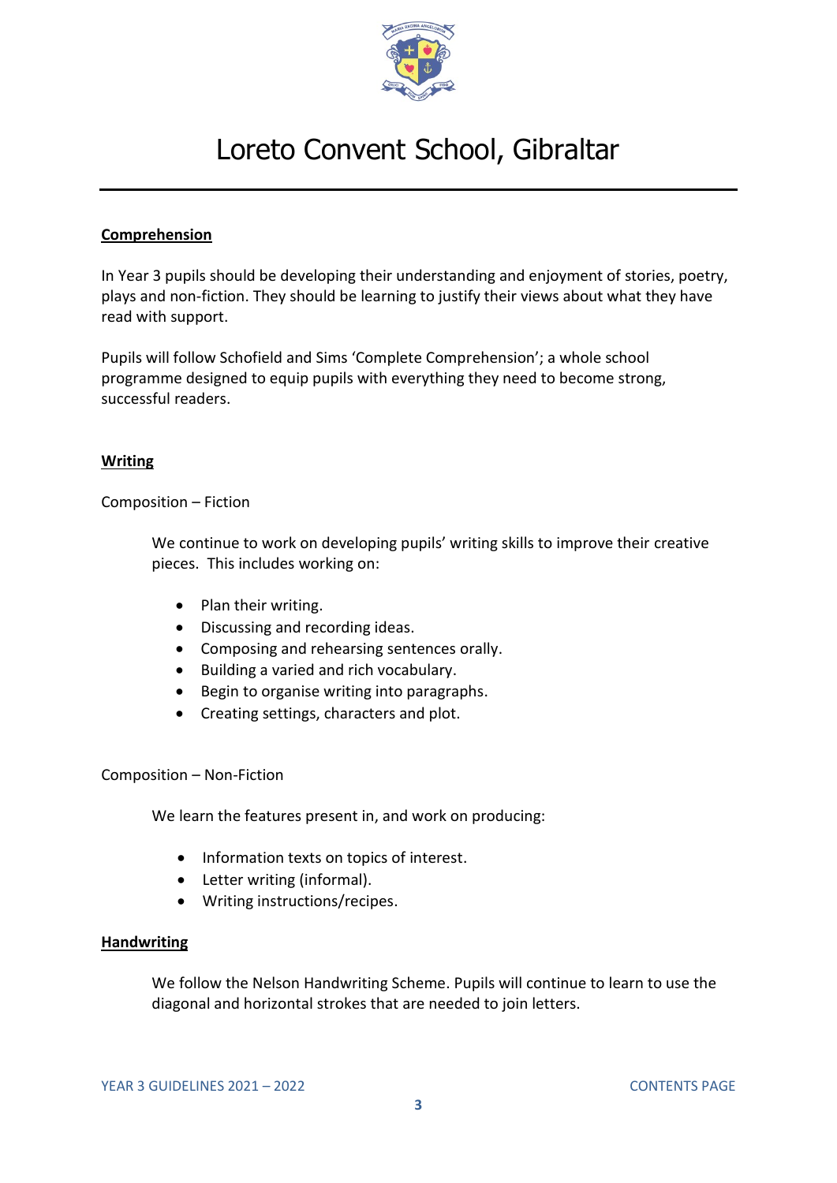## Comprehension

In Year 3 pupils should be developing their understanding and enjoyment of stories, poetry, plays and non-fiction. They should be learning to justify their views about what they have read with support.

Pupils will follow Schofield and Sims 'Complete Comprehension'; a whole school programme designed to equip pupils with everything they need to become strong, successful readers.

## Writing

Composition – Fiction

We continue to work on developing pupils' writing skills to improve their creative pieces. This includes working on:

- Plan their writing.
- Discussing and recording ideas.
- Composing and rehearsing sentences orally.
- Building a varied and rich vocabulary.
- Begin to organise writing into paragraphs.
- Creating settings, characters and plot.

Composition – Non-Fiction

We learn the features present in, and work on producing:

- Information texts on topics of interest.
- Letter writing (informal).
- Writing instructions/recipes.

## Handwriting

We follow the Nelson Handwriting Scheme. Pupils will continue to learn to use the diagonal and horizontal strokes that are needed to join letters.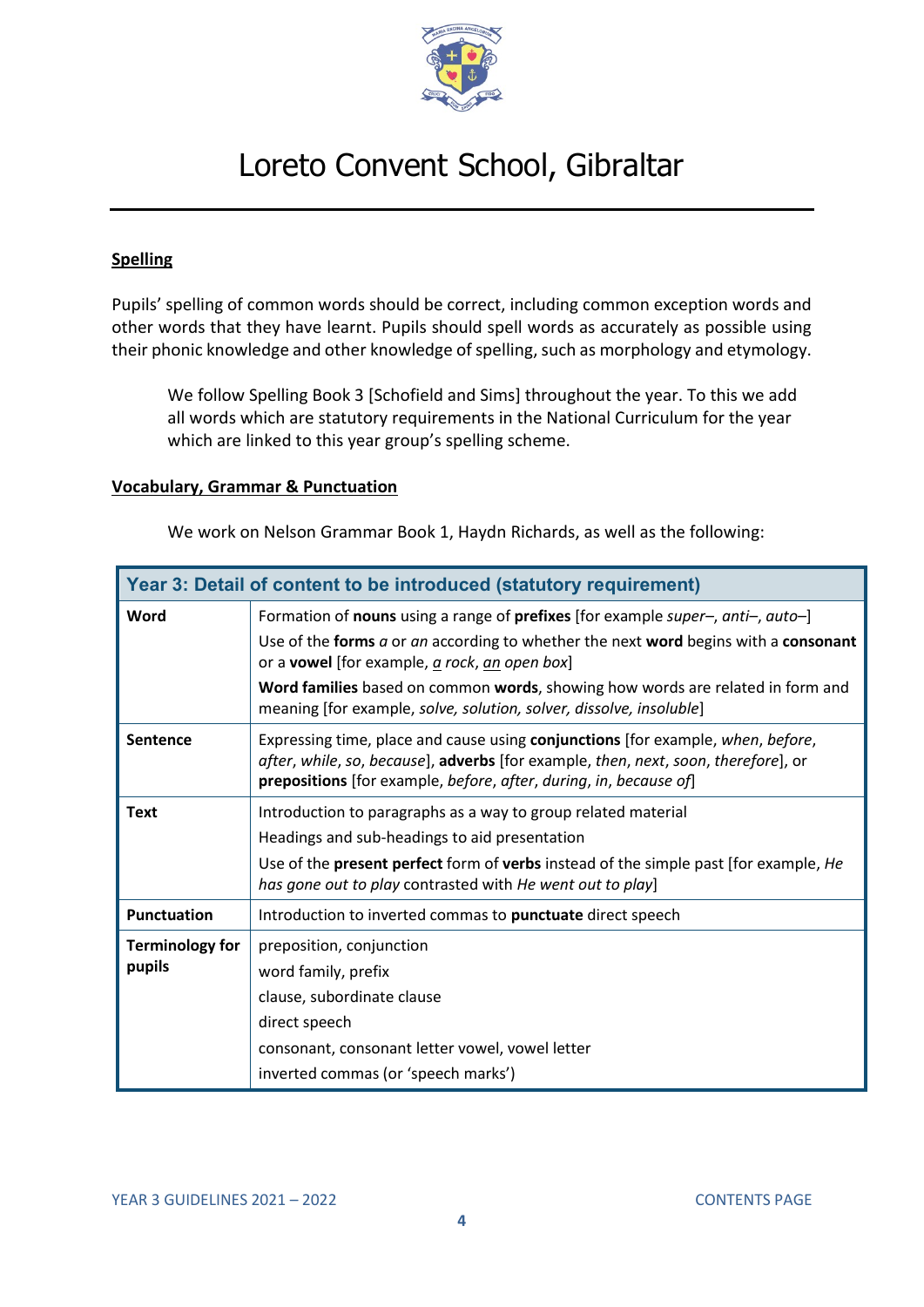# Loreto Convent School, Gibraltar

**Spelling**

Pupils' spelling of common words should be correct, including common exception words and other words that they have learnt. Pupils should spell words as accurately as possible using their phonic knowledge and other knowledge of spelling, such as morphology and etymology.

We follow Spelling Book 3 [Schofield and Sims] throughout the year. To this we add all words which are statutory requirements in the National Curriculum for the year which are linked to this year group's spelling scheme.

**Vocabulary, Grammar & Punctuation**

We work on Nelson Grammar Book 1, Haydn Richards, as well as the following:

| **Year 3: Detail of content to be introduced (statutory requirement)** | |
|---|---|
| **Word** | Formation of **nouns** using a range of **prefixes** [for example *super–*, *anti–*, *auto–*]<br>Use of the **forms** *a* or *an* according to whether the next **word** begins with a **consonant** or a **vowel** [for example, *a rock*, *an open box*]<br>**Word families** based on common **words**, showing how words are related in form and meaning [for example, *solve, solution, solver, dissolve, insoluble*] |
| **Sentence** | Expressing time, place and cause using **conjunctions** [for example, *when*, *before*, *after*, *while*, *so*, *because*], **adverbs** [for example, *then*, *next*, *soon*, *therefore*], or **prepositions** [for example, *before*, *after*, *during*, *in*, *because of*] |
| **Text** | Introduction to paragraphs as a way to group related material<br>Headings and sub-headings to aid presentation<br>Use of the **present perfect** form of **verbs** instead of the simple past [for example, *He has gone out to play* contrasted with *He went out to play*] |
| **Punctuation** | Introduction to inverted commas to **punctuate** direct speech |
| **Terminology for pupils** | preposition, conjunction<br>word family, prefix<br>clause, subordinate clause<br>direct speech<br>consonant, consonant letter vowel, vowel letter<br>inverted commas (or 'speech marks') |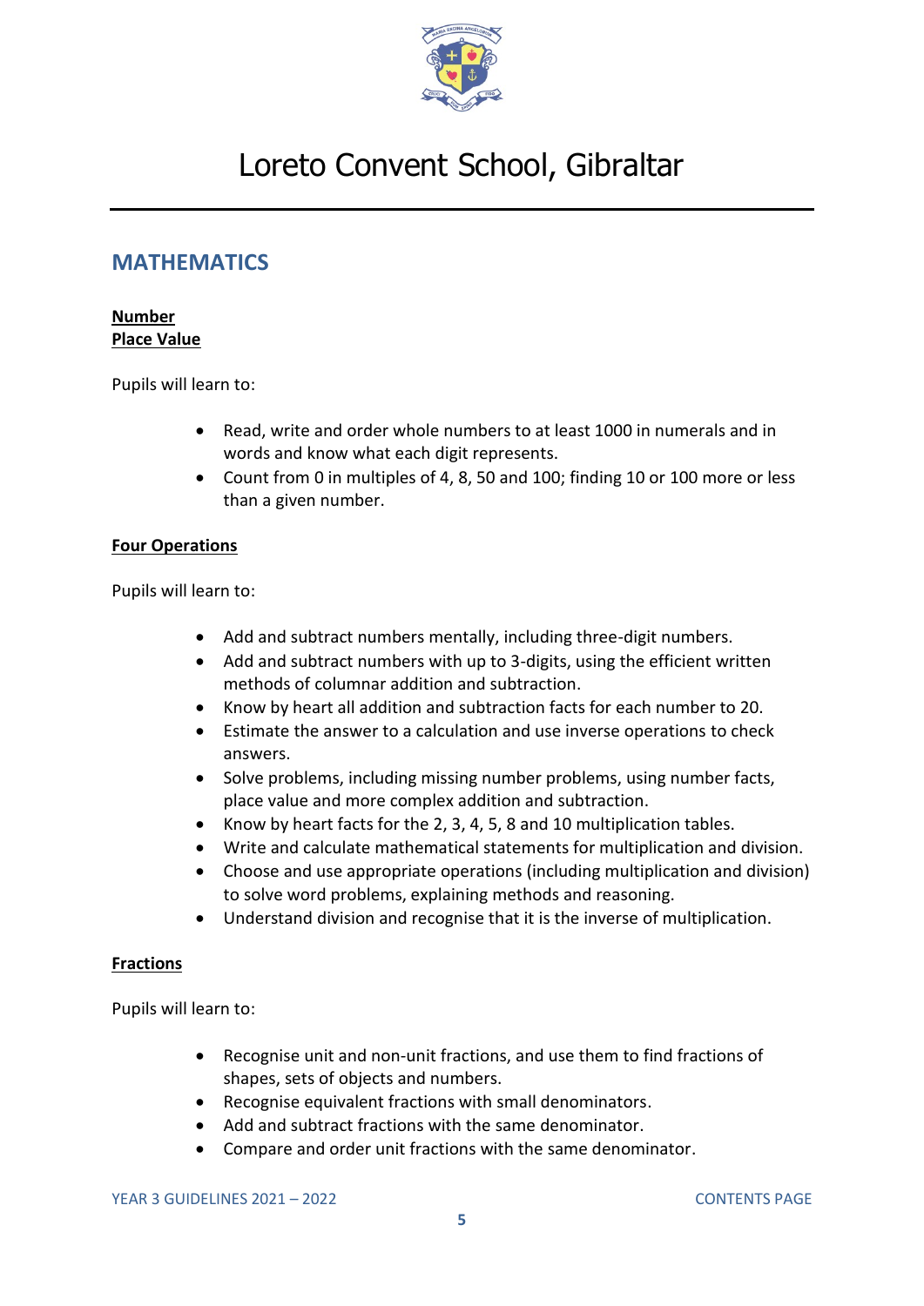## MATHEMATICS

**Number**
**Place Value**

Pupils will learn to:

- Read, write and order whole numbers to at least 1000 in numerals and in words and know what each digit represents.
- Count from 0 in multiples of 4, 8, 50 and 100; finding 10 or 100 more or less than a given number.

**Four Operations**

Pupils will learn to:

- Add and subtract numbers mentally, including three-digit numbers.
- Add and subtract numbers with up to 3-digits, using the efficient written methods of columnar addition and subtraction.
- Know by heart all addition and subtraction facts for each number to 20.
- Estimate the answer to a calculation and use inverse operations to check answers.
- Solve problems, including missing number problems, using number facts, place value and more complex addition and subtraction.
- Know by heart facts for the 2, 3, 4, 5, 8 and 10 multiplication tables.
- Write and calculate mathematical statements for multiplication and division.
- Choose and use appropriate operations (including multiplication and division) to solve word problems, explaining methods and reasoning.
- Understand division and recognise that it is the inverse of multiplication.

**Fractions**

Pupils will learn to:

- Recognise unit and non-unit fractions, and use them to find fractions of shapes, sets of objects and numbers.
- Recognise equivalent fractions with small denominators.
- Add and subtract fractions with the same denominator.
- Compare and order unit fractions with the same denominator.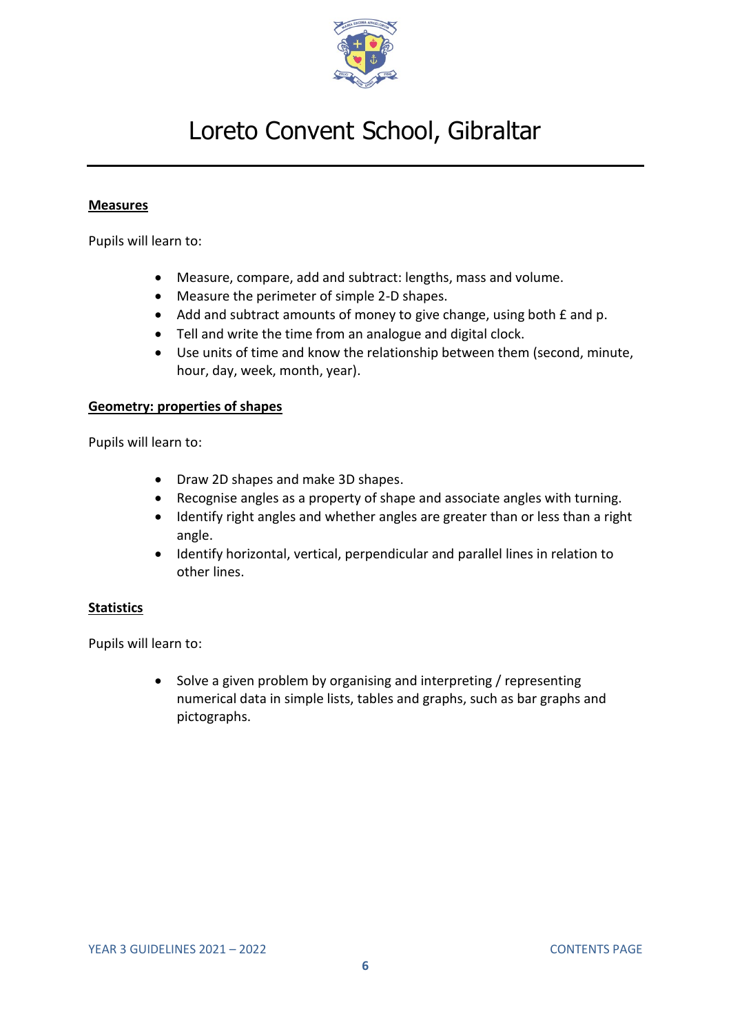**Measures**

Pupils will learn to:

- Measure, compare, add and subtract: lengths, mass and volume.
- Measure the perimeter of simple 2-D shapes.
- Add and subtract amounts of money to give change, using both £ and p.
- Tell and write the time from an analogue and digital clock.
- Use units of time and know the relationship between them (second, minute, hour, day, week, month, year).

**Geometry: properties of shapes**

Pupils will learn to:

- Draw 2D shapes and make 3D shapes.
- Recognise angles as a property of shape and associate angles with turning.
- Identify right angles and whether angles are greater than or less than a right angle.
- Identify horizontal, vertical, perpendicular and parallel lines in relation to other lines.

**Statistics**

Pupils will learn to:

- Solve a given problem by organising and interpreting / representing numerical data in simple lists, tables and graphs, such as bar graphs and pictographs.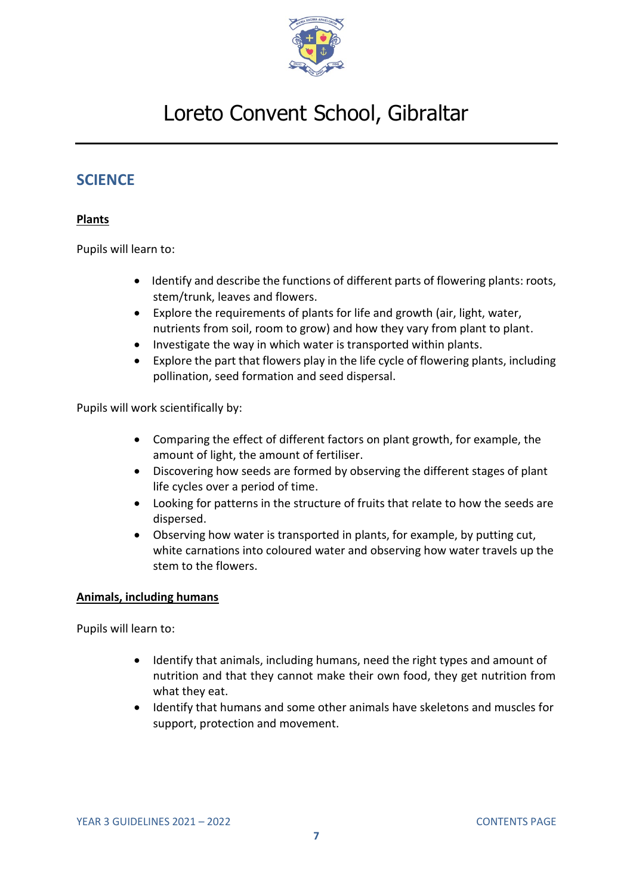# Loreto Convent School, Gibraltar

## SCIENCE

**Plants**

Pupils will learn to:

- Identify and describe the functions of different parts of flowering plants: roots, stem/trunk, leaves and flowers.
- Explore the requirements of plants for life and growth (air, light, water, nutrients from soil, room to grow) and how they vary from plant to plant.
- Investigate the way in which water is transported within plants.
- Explore the part that flowers play in the life cycle of flowering plants, including pollination, seed formation and seed dispersal.

Pupils will work scientifically by:

- Comparing the effect of different factors on plant growth, for example, the amount of light, the amount of fertiliser.
- Discovering how seeds are formed by observing the different stages of plant life cycles over a period of time.
- Looking for patterns in the structure of fruits that relate to how the seeds are dispersed.
- Observing how water is transported in plants, for example, by putting cut, white carnations into coloured water and observing how water travels up the stem to the flowers.

**Animals, including humans**

Pupils will learn to:

- Identify that animals, including humans, need the right types and amount of nutrition and that they cannot make their own food, they get nutrition from what they eat.
- Identify that humans and some other animals have skeletons and muscles for support, protection and movement.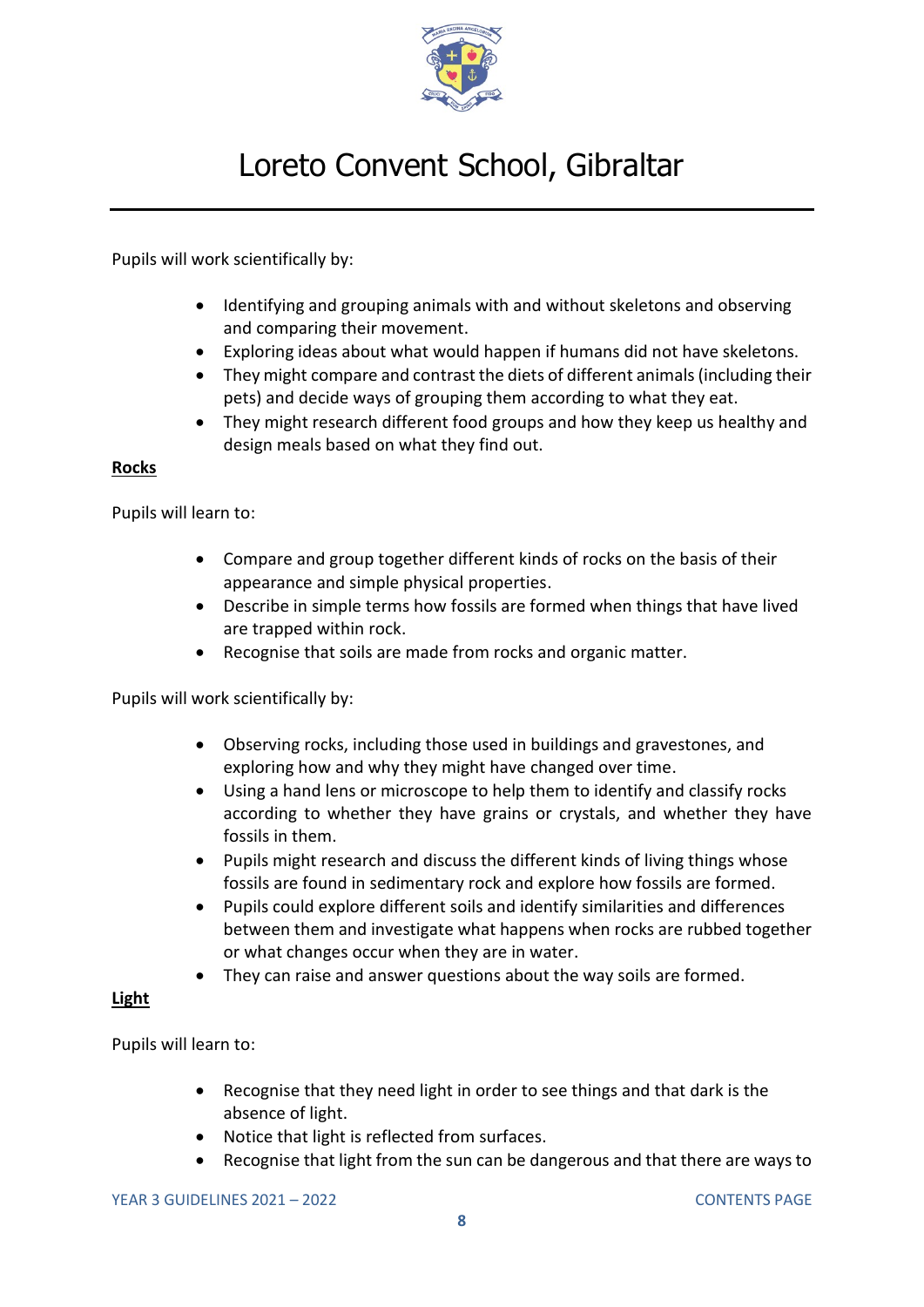Pupils will work scientifically by:

- Identifying and grouping animals with and without skeletons and observing and comparing their movement.
- Exploring ideas about what would happen if humans did not have skeletons.
- They might compare and contrast the diets of different animals (including their pets) and decide ways of grouping them according to what they eat.
- They might research different food groups and how they keep us healthy and design meals based on what they find out.

**Rocks**

Pupils will learn to:

- Compare and group together different kinds of rocks on the basis of their appearance and simple physical properties.
- Describe in simple terms how fossils are formed when things that have lived are trapped within rock.
- Recognise that soils are made from rocks and organic matter.

Pupils will work scientifically by:

- Observing rocks, including those used in buildings and gravestones, and exploring how and why they might have changed over time.
- Using a hand lens or microscope to help them to identify and classify rocks according to whether they have grains or crystals, and whether they have fossils in them.
- Pupils might research and discuss the different kinds of living things whose fossils are found in sedimentary rock and explore how fossils are formed.
- Pupils could explore different soils and identify similarities and differences between them and investigate what happens when rocks are rubbed together or what changes occur when they are in water.
- They can raise and answer questions about the way soils are formed.

**Light**

Pupils will learn to:

- Recognise that they need light in order to see things and that dark is the absence of light.
- Notice that light is reflected from surfaces.
- Recognise that light from the sun can be dangerous and that there are ways to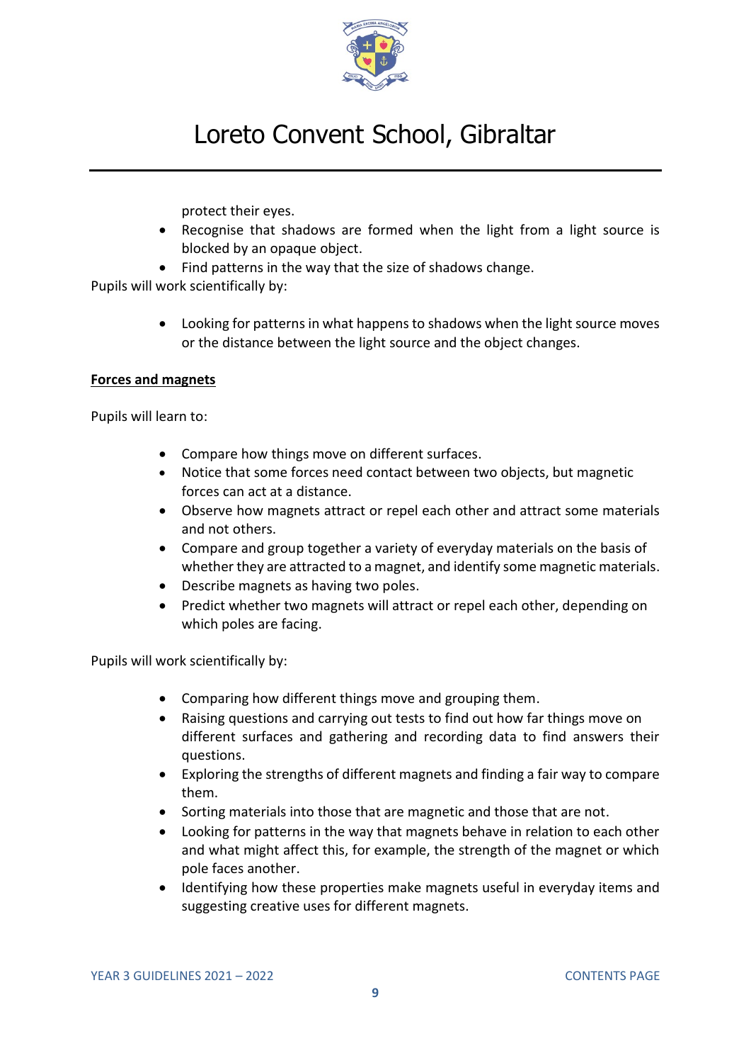protect their eyes.

- Recognise that shadows are formed when the light from a light source is blocked by an opaque object.
- Find patterns in the way that the size of shadows change.

Pupils will work scientifically by:

- Looking for patterns in what happens to shadows when the light source moves or the distance between the light source and the object changes.

**Forces and magnets**

Pupils will learn to:

- Compare how things move on different surfaces.
- Notice that some forces need contact between two objects, but magnetic forces can act at a distance.
- Observe how magnets attract or repel each other and attract some materials and not others.
- Compare and group together a variety of everyday materials on the basis of whether they are attracted to a magnet, and identify some magnetic materials.
- Describe magnets as having two poles.
- Predict whether two magnets will attract or repel each other, depending on which poles are facing.

Pupils will work scientifically by:

- Comparing how different things move and grouping them.
- Raising questions and carrying out tests to find out how far things move on different surfaces and gathering and recording data to find answers their questions.
- Exploring the strengths of different magnets and finding a fair way to compare them.
- Sorting materials into those that are magnetic and those that are not.
- Looking for patterns in the way that magnets behave in relation to each other and what might affect this, for example, the strength of the magnet or which pole faces another.
- Identifying how these properties make magnets useful in everyday items and suggesting creative uses for different magnets.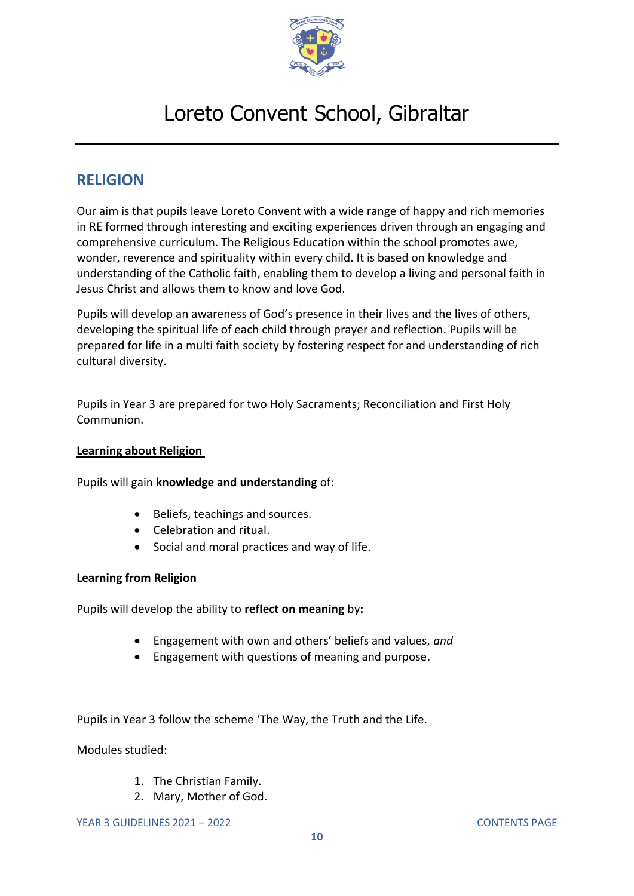# Loreto Convent School, Gibraltar

## RELIGION

Our aim is that pupils leave Loreto Convent with a wide range of happy and rich memories in RE formed through interesting and exciting experiences driven through an engaging and comprehensive curriculum. The Religious Education within the school promotes awe, wonder, reverence and spirituality within every child. It is based on knowledge and understanding of the Catholic faith, enabling them to develop a living and personal faith in Jesus Christ and allows them to know and love God.

Pupils will develop an awareness of God's presence in their lives and the lives of others, developing the spiritual life of each child through prayer and reflection. Pupils will be prepared for life in a multi faith society by fostering respect for and understanding of rich cultural diversity.

Pupils in Year 3 are prepared for two Holy Sacraments; Reconciliation and First Holy Communion.

**Learning about Religion**

Pupils will gain **knowledge and understanding** of:

- Beliefs, teachings and sources.
- Celebration and ritual.
- Social and moral practices and way of life.

**Learning from Religion**

Pupils will develop the ability to **reflect on meaning** by**:**

- Engagement with own and others' beliefs and values, *and*
- Engagement with questions of meaning and purpose.

Pupils in Year 3 follow the scheme 'The Way, the Truth and the Life.

Modules studied:

1. The Christian Family.
2. Mary, Mother of God.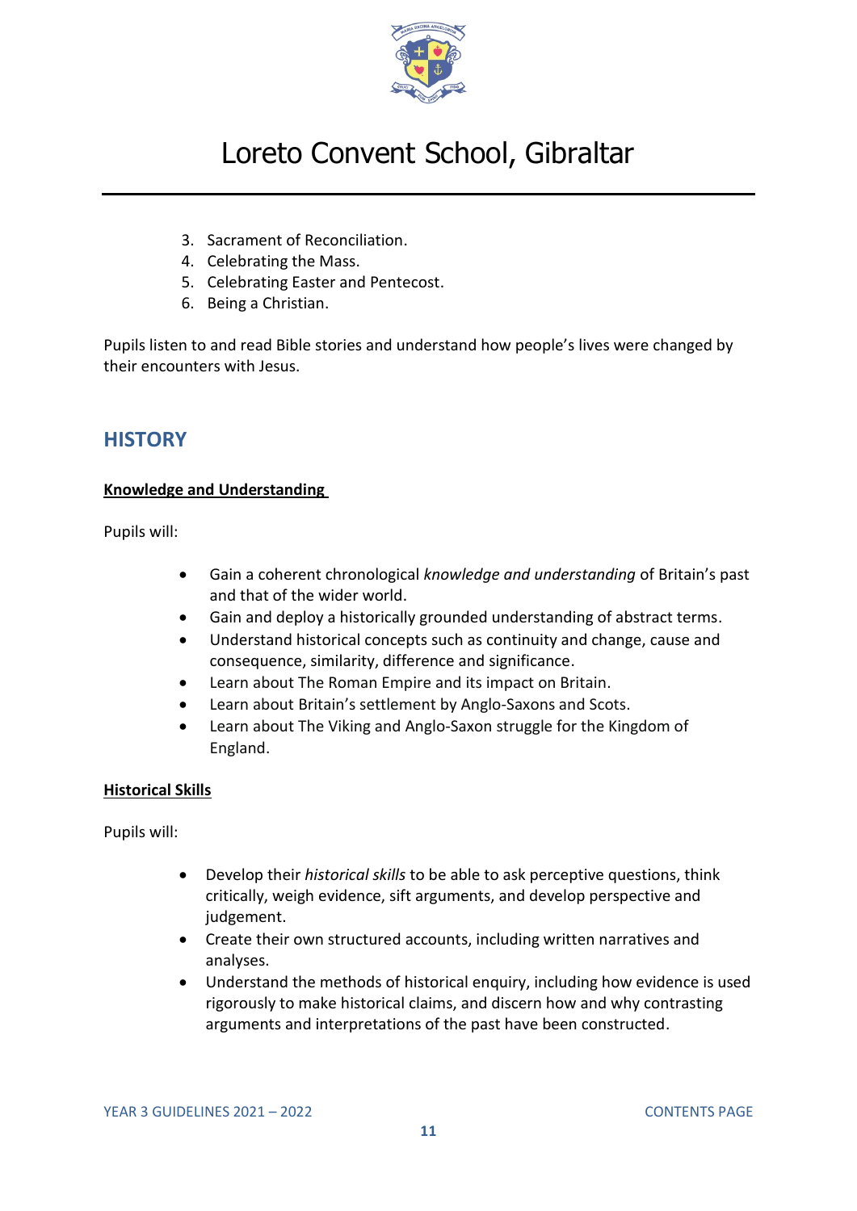3. Sacrament of Reconciliation.
4. Celebrating the Mass.
5. Celebrating Easter and Pentecost.
6. Being a Christian.

Pupils listen to and read Bible stories and understand how people's lives were changed by their encounters with Jesus.

## HISTORY

**Knowledge and Understanding**

Pupils will:

- Gain a coherent chronological *knowledge and understanding* of Britain's past and that of the wider world.
- Gain and deploy a historically grounded understanding of abstract terms.
- Understand historical concepts such as continuity and change, cause and consequence, similarity, difference and significance.
- Learn about The Roman Empire and its impact on Britain.
- Learn about Britain's settlement by Anglo-Saxons and Scots.
- Learn about The Viking and Anglo-Saxon struggle for the Kingdom of England.

**Historical Skills**

Pupils will:

- Develop their *historical skills* to be able to ask perceptive questions, think critically, weigh evidence, sift arguments, and develop perspective and judgement.
- Create their own structured accounts, including written narratives and analyses.
- Understand the methods of historical enquiry, including how evidence is used rigorously to make historical claims, and discern how and why contrasting arguments and interpretations of the past have been constructed.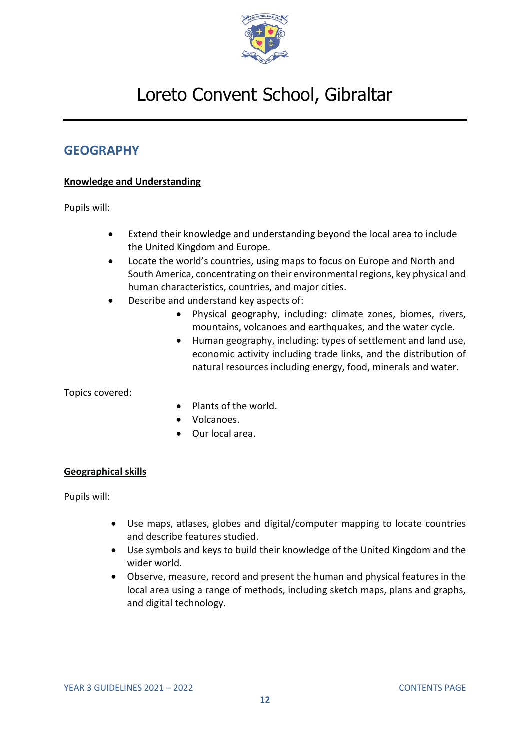# Loreto Convent School, Gibraltar

## GEOGRAPHY

**Knowledge and Understanding**

Pupils will:

- Extend their knowledge and understanding beyond the local area to include the United Kingdom and Europe.
- Locate the world's countries, using maps to focus on Europe and North and South America, concentrating on their environmental regions, key physical and human characteristics, countries, and major cities.
- Describe and understand key aspects of:
  - Physical geography, including: climate zones, biomes, rivers, mountains, volcanoes and earthquakes, and the water cycle.
  - Human geography, including: types of settlement and land use, economic activity including trade links, and the distribution of natural resources including energy, food, minerals and water.

Topics covered:

- Plants of the world.
- Volcanoes.
- Our local area.

**Geographical skills**

Pupils will:

- Use maps, atlases, globes and digital/computer mapping to locate countries and describe features studied.
- Use symbols and keys to build their knowledge of the United Kingdom and the wider world.
- Observe, measure, record and present the human and physical features in the local area using a range of methods, including sketch maps, plans and graphs, and digital technology.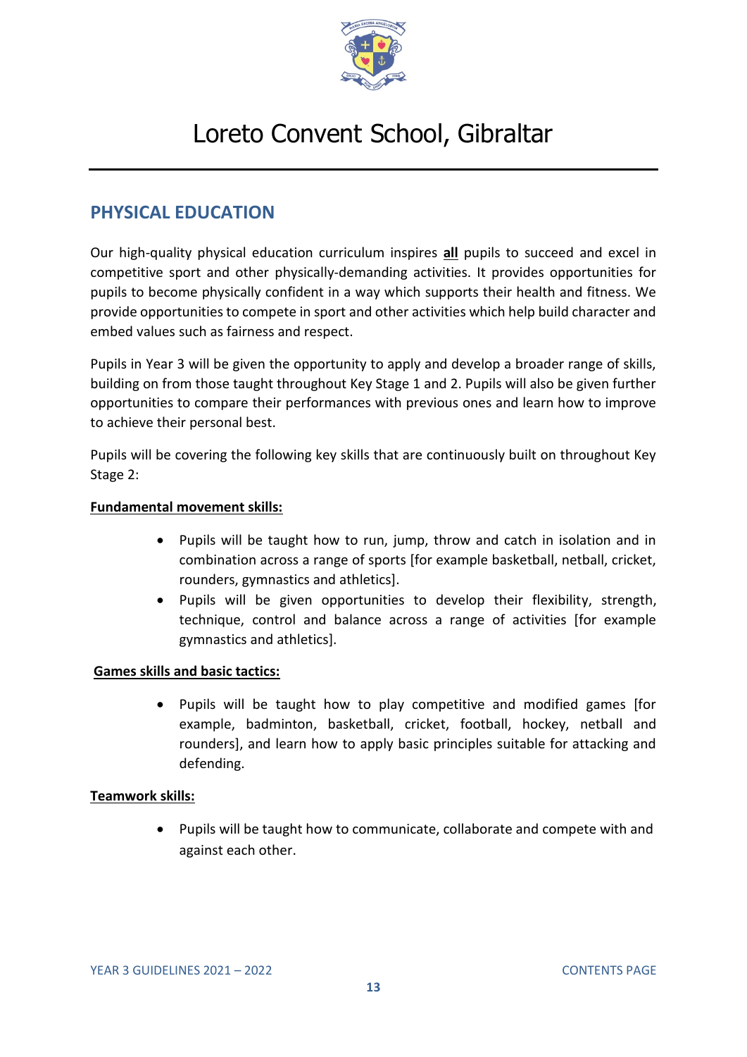# Loreto Convent School, Gibraltar

## PHYSICAL EDUCATION

Our high-quality physical education curriculum inspires **all** pupils to succeed and excel in competitive sport and other physically-demanding activities. It provides opportunities for pupils to become physically confident in a way which supports their health and fitness. We provide opportunities to compete in sport and other activities which help build character and embed values such as fairness and respect.

Pupils in Year 3 will be given the opportunity to apply and develop a broader range of skills, building on from those taught throughout Key Stage 1 and 2. Pupils will also be given further opportunities to compare their performances with previous ones and learn how to improve to achieve their personal best.

Pupils will be covering the following key skills that are continuously built on throughout Key Stage 2:

**Fundamental movement skills:**

- Pupils will be taught how to run, jump, throw and catch in isolation and in combination across a range of sports [for example basketball, netball, cricket, rounders, gymnastics and athletics].
- Pupils will be given opportunities to develop their flexibility, strength, technique, control and balance across a range of activities [for example gymnastics and athletics].

**Games skills and basic tactics:**

- Pupils will be taught how to play competitive and modified games [for example, badminton, basketball, cricket, football, hockey, netball and rounders], and learn how to apply basic principles suitable for attacking and defending.

**Teamwork skills:**

- Pupils will be taught how to communicate, collaborate and compete with and against each other.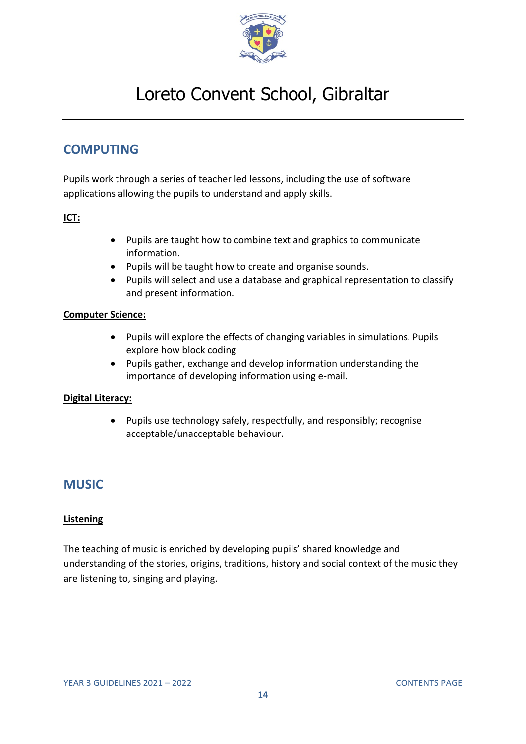# Loreto Convent School, Gibraltar

## COMPUTING

Pupils work through a series of teacher led lessons, including the use of software applications allowing the pupils to understand and apply skills.

**ICT:**

- Pupils are taught how to combine text and graphics to communicate information.
- Pupils will be taught how to create and organise sounds.
- Pupils will select and use a database and graphical representation to classify and present information.

**Computer Science:**

- Pupils will explore the effects of changing variables in simulations. Pupils explore how block coding
- Pupils gather, exchange and develop information understanding the importance of developing information using e-mail.

**Digital Literacy:**

- Pupils use technology safely, respectfully, and responsibly; recognise acceptable/unacceptable behaviour.

## MUSIC

**Listening**

The teaching of music is enriched by developing pupils' shared knowledge and understanding of the stories, origins, traditions, history and social context of the music they are listening to, singing and playing.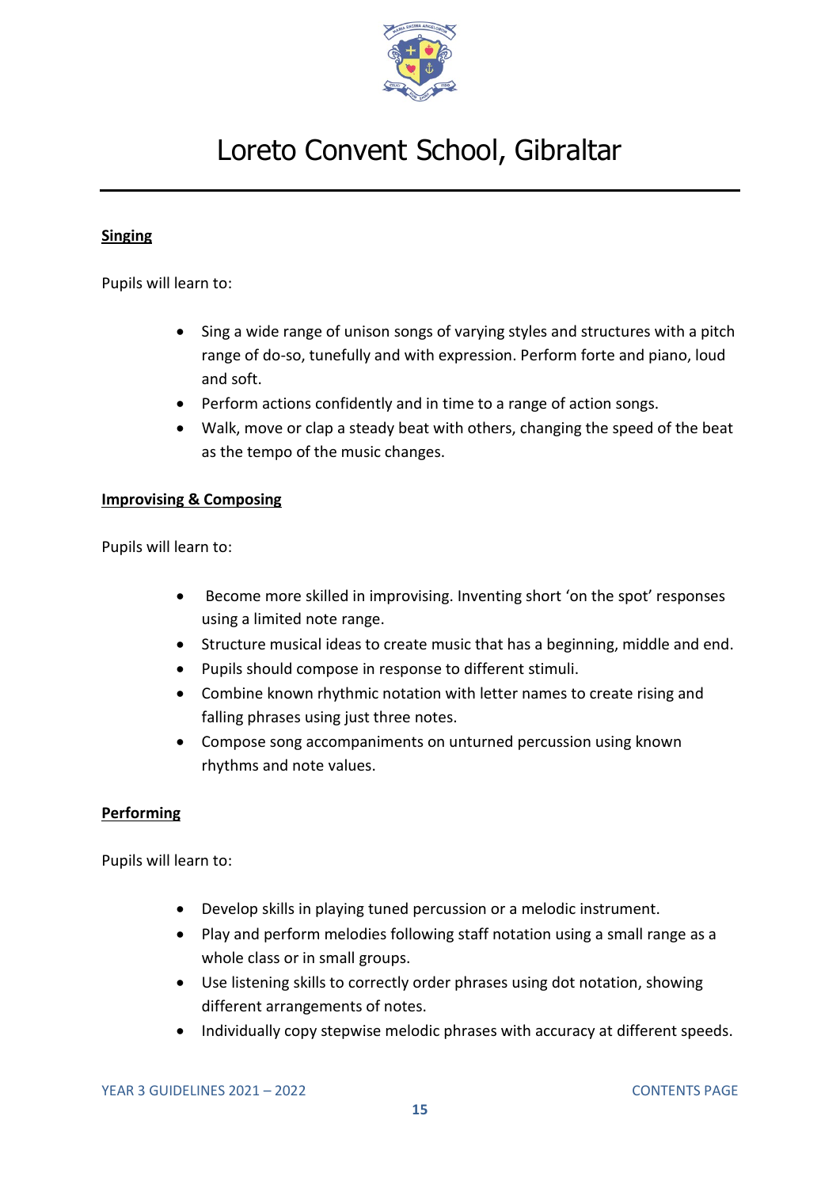# Loreto Convent School, Gibraltar

**Singing**

Pupils will learn to:

- Sing a wide range of unison songs of varying styles and structures with a pitch range of do-so, tunefully and with expression. Perform forte and piano, loud and soft.
- Perform actions confidently and in time to a range of action songs.
- Walk, move or clap a steady beat with others, changing the speed of the beat as the tempo of the music changes.

**Improvising & Composing**

Pupils will learn to:

- Become more skilled in improvising. Inventing short 'on the spot' responses using a limited note range.
- Structure musical ideas to create music that has a beginning, middle and end.
- Pupils should compose in response to different stimuli.
- Combine known rhythmic notation with letter names to create rising and falling phrases using just three notes.
- Compose song accompaniments on unturned percussion using known rhythms and note values.

**Performing**

Pupils will learn to:

- Develop skills in playing tuned percussion or a melodic instrument.
- Play and perform melodies following staff notation using a small range as a whole class or in small groups.
- Use listening skills to correctly order phrases using dot notation, showing different arrangements of notes.
- Individually copy stepwise melodic phrases with accuracy at different speeds.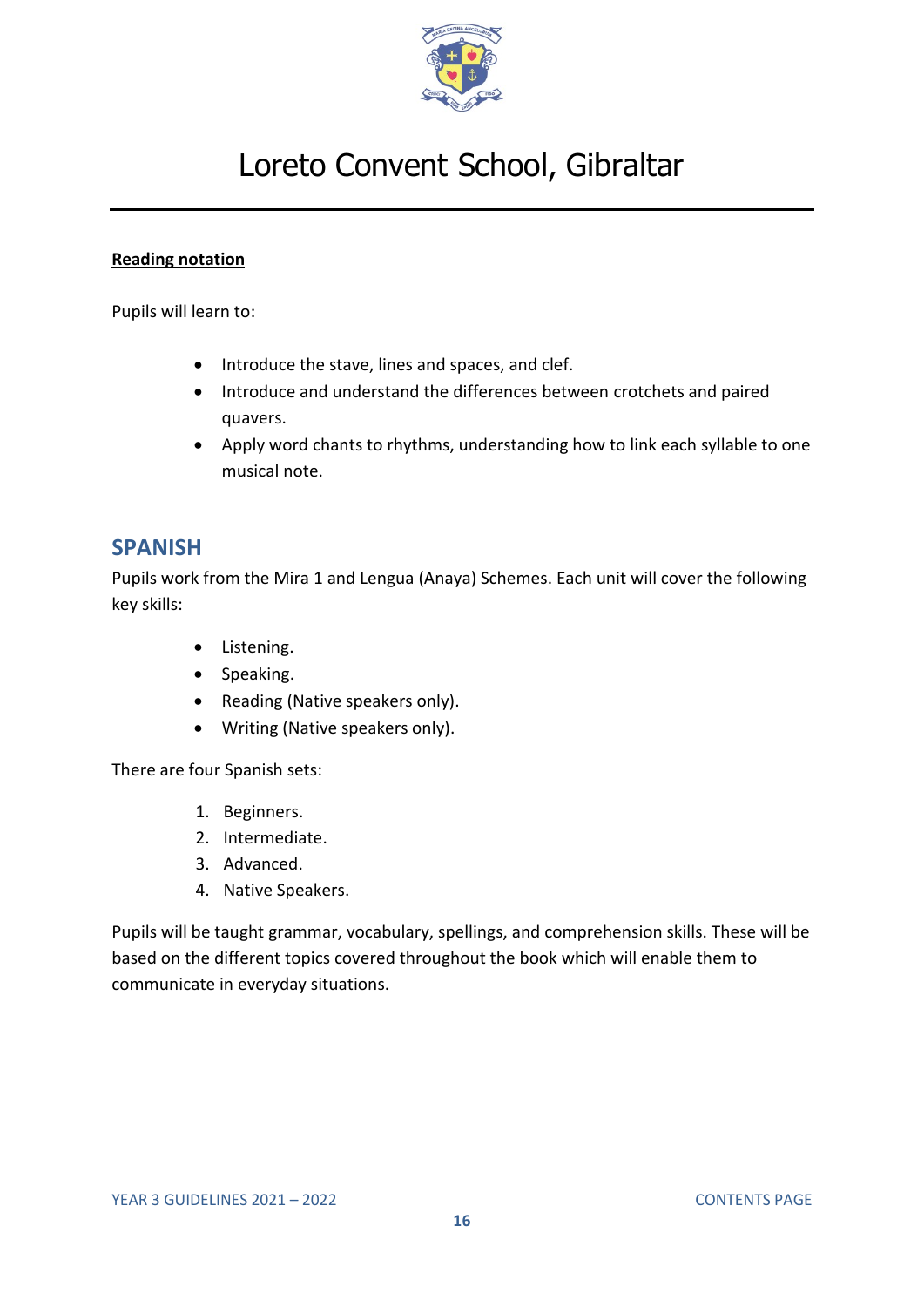**Reading notation**

Pupils will learn to:

- Introduce the stave, lines and spaces, and clef.
- Introduce and understand the differences between crotchets and paired quavers.
- Apply word chants to rhythms, understanding how to link each syllable to one musical note.

## SPANISH

Pupils work from the Mira 1 and Lengua (Anaya) Schemes. Each unit will cover the following key skills:

- Listening.
- Speaking.
- Reading (Native speakers only).
- Writing (Native speakers only).

There are four Spanish sets:

1. Beginners.
2. Intermediate.
3. Advanced.
4. Native Speakers.

Pupils will be taught grammar, vocabulary, spellings, and comprehension skills. These will be based on the different topics covered throughout the book which will enable them to communicate in everyday situations.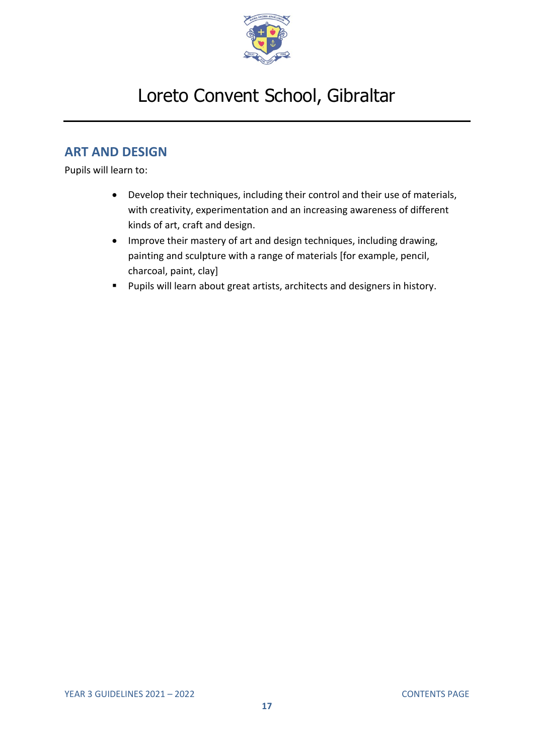## ART AND DESIGN

Pupils will learn to:

- Develop their techniques, including their control and their use of materials, with creativity, experimentation and an increasing awareness of different kinds of art, craft and design.
- Improve their mastery of art and design techniques, including drawing, painting and sculpture with a range of materials [for example, pencil, charcoal, paint, clay]
- Pupils will learn about great artists, architects and designers in history.